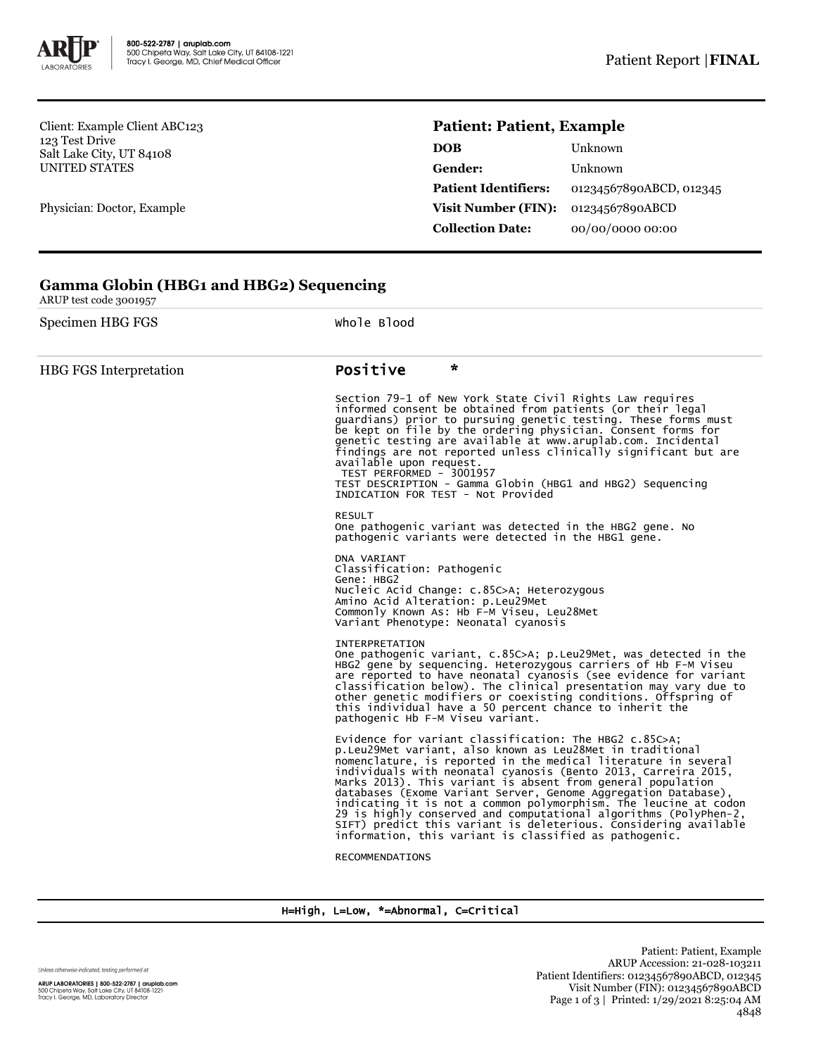800-522-2787 | aruplab.com
500 Chipeta Way, Salt Lake City, UT 84108-1221
Tracy I. George, MD, Chief Medical Officer

Patient Report | **FINAL**

Client: Example Client ABC123
123 Test Drive
Salt Lake City, UT 84108
UNITED STATES

Physician: Doctor, Example

## Patient: Patient, Example

| | |
|---|---|
| **DOB** | Unknown |
| **Gender:** | Unknown |
| **Patient Identifiers:** | 01234567890ABCD, 012345 |
| **Visit Number (FIN):** | 01234567890ABCD |
| **Collection Date:** | 00/00/0000 00:00 |

## Gamma Globin (HBG1 and HBG2) Sequencing

ARUP test code 3001957

| | |
|---|---|
| Specimen HBG FGS | Whole Blood |
| HBG FGS Interpretation | **Positive** * |

Section 79-l of New York State Civil Rights Law requires informed consent be obtained from patients (or their legal guardians) prior to pursuing genetic testing. These forms must be kept on file by the ordering physician. Consent forms for genetic testing are available at www.aruplab.com. Incidental findings are not reported unless clinically significant but are available upon request.
TEST PERFORMED - 3001957
TEST DESCRIPTION - Gamma Globin (HBG1 and HBG2) Sequencing
INDICATION FOR TEST - Not Provided

RESULT
One pathogenic variant was detected in the HBG2 gene. No pathogenic variants were detected in the HBG1 gene.

DNA VARIANT
Classification: Pathogenic
Gene: HBG2
Nucleic Acid Change: c.85C>A; Heterozygous
Amino Acid Alteration: p.Leu29Met
Commonly Known As: Hb F-M Viseu, Leu28Met
Variant Phenotype: Neonatal cyanosis

INTERPRETATION
One pathogenic variant, c.85C>A; p.Leu29Met, was detected in the HBG2 gene by sequencing. Heterozygous carriers of Hb F-M Viseu are reported to have neonatal cyanosis (see evidence for variant classification below). The clinical presentation may vary due to other genetic modifiers or coexisting conditions. Offspring of this individual have a 50 percent chance to inherit the pathogenic Hb F-M Viseu variant.

Evidence for variant classification: The HBG2 c.85C>A; p.Leu29Met variant, also known as Leu28Met in traditional nomenclature, is reported in the medical literature in several individuals with neonatal cyanosis (Bento 2013, Carreira 2015, Marks 2013). This variant is absent from general population databases (Exome Variant Server, Genome Aggregation Database), indicating it is not a common polymorphism. The leucine at codon 29 is highly conserved and computational algorithms (PolyPhen-2, SIFT) predict this variant is deleterious. Considering available information, this variant is classified as pathogenic.

RECOMMENDATIONS

H=High, L=Low, *=Abnormal, C=Critical

Unless otherwise indicated, testing performed at:
ARUP LABORATORIES | 800-522-2787 | aruplab.com
500 Chipeta Way, Salt Lake City, UT 84108-1221
Tracy I. George, MD, Laboratory Director

Patient: Patient, Example
ARUP Accession: 21-028-103211
Patient Identifiers: 01234567890ABCD, 012345
Visit Number (FIN): 01234567890ABCD
Printed: 1/29/2021 8:25:04 AM
4848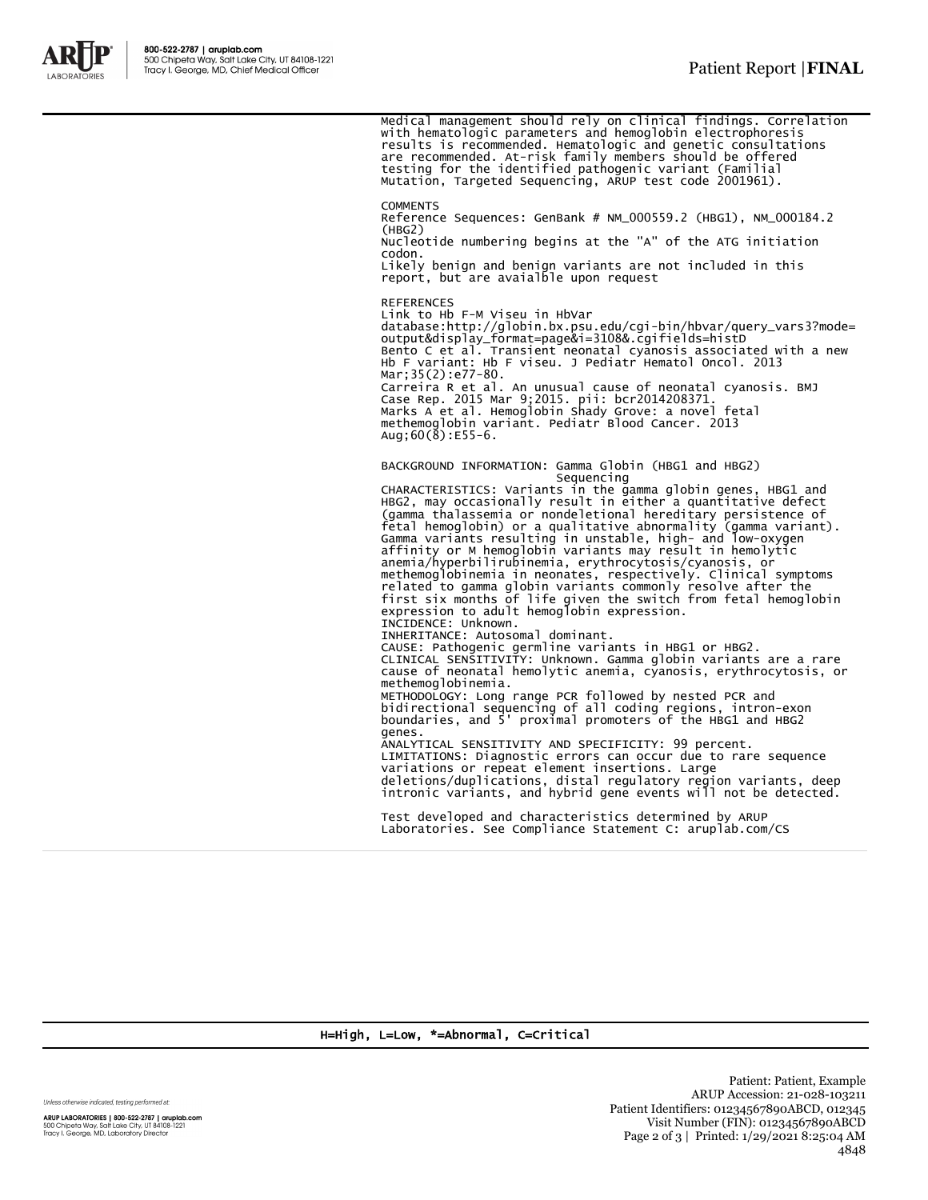Medical management should rely on clinical findings. Correlation with hematologic parameters and hemoglobin electrophoresis results is recommended. Hematologic and genetic consultations are recommended. At-risk family members should be offered testing for the identified pathogenic variant (Familial Mutation, Targeted Sequencing, ARUP test code 2001961).

COMMENTS
Reference Sequences: GenBank # NM_000559.2 (HBG1), NM_000184.2 (HBG2)
Nucleotide numbering begins at the "A" of the ATG initiation codon.
Likely benign and benign variants are not included in this report, but are avaialble upon request

REFERENCES
Link to Hb F-M Viseu in HbVar database:http://globin.bx.psu.edu/cgi-bin/hbvar/query_vars3?mode=output&display_format=page&i=3108&.cgifields=histD
Bento C et al. Transient neonatal cyanosis associated with a new Hb F variant: Hb F viseu. J Pediatr Hematol Oncol. 2013 Mar;35(2):e77-80.
Carreira R et al. An unusual cause of neonatal cyanosis. BMJ Case Rep. 2015 Mar 9;2015. pii: bcr2014208371.
Marks A et al. Hemoglobin Shady Grove: a novel fetal methemoglobin variant. Pediatr Blood Cancer. 2013 Aug;60(8):E55-6.

BACKGROUND INFORMATION: Gamma Globin (HBG1 and HBG2) Sequencing
CHARACTERISTICS: Variants in the gamma globin genes, HBG1 and HBG2, may occasionally result in either a quantitative defect (gamma thalassemia or nondeletional hereditary persistence of fetal hemoglobin) or a qualitative abnormality (gamma variant). Gamma variants resulting in unstable, high- and low-oxygen affinity or M hemoglobin variants may result in hemolytic anemia/hyperbilirubinemia, erythrocytosis/cyanosis, or methemoglobinemia in neonates, respectively. Clinical symptoms related to gamma globin variants commonly resolve after the first six months of life given the switch from fetal hemoglobin expression to adult hemoglobin expression.
INCIDENCE: Unknown.
INHERITANCE: Autosomal dominant.
CAUSE: Pathogenic germline variants in HBG1 or HBG2.
CLINICAL SENSITIVITY: Unknown. Gamma globin variants are a rare cause of neonatal hemolytic anemia, cyanosis, erythrocytosis, or methemoglobinemia.
METHODOLOGY: Long range PCR followed by nested PCR and bidirectional sequencing of all coding regions, intron-exon boundaries, and 5' proximal promoters of the HBG1 and HBG2 genes.
ANALYTICAL SENSITIVITY AND SPECIFICITY: 99 percent.
LIMITATIONS: Diagnostic errors can occur due to rare sequence variations or repeat element insertions. Large deletions/duplications, distal regulatory region variants, deep intronic variants, and hybrid gene events will not be detected.

Test developed and characteristics determined by ARUP Laboratories. See Compliance Statement C: aruplab.com/CS

H=High, L=Low, *=Abnormal, C=Critical

Unless otherwise indicated, testing performed at:

ARUP LABORATORIES | 800-522-2787 | aruplab.com
500 Chipeta Way, Salt Lake City, UT 84108-1221
Tracy I. George, MD, Laboratory Director

Patient: Patient, Example
ARUP Accession: 21-028-103211
Patient Identifiers: 01234567890ABCD, 012345
Visit Number (FIN): 01234567890ABCD
Printed: 1/29/2021 8:25:04 AM
4848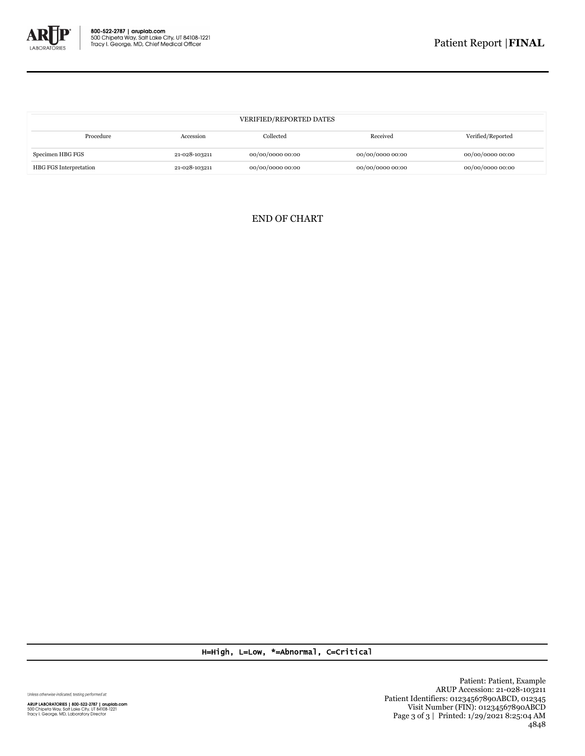| VERIFIED/REPORTED DATES | | | | |
|---|---|---|---|---|
| Procedure | Accession | Collected | Received | Verified/Reported |
| Specimen HBG FGS | 21-028-103211 | 00/00/0000 00:00 | 00/00/0000 00:00 | 00/00/0000 00:00 |
| HBG FGS Interpretation | 21-028-103211 | 00/00/0000 00:00 | 00/00/0000 00:00 | 00/00/0000 00:00 |

END OF CHART

H=High, L=Low, *=Abnormal, C=Critical

*Unless otherwise indicated, testing performed at:*

**ARUP LABORATORIES | 800-522-2787 | aruplab.com**
500 Chipeta Way, Salt Lake City, UT 84108-1221
Tracy I. George, MD, Laboratory Director

Patient: Patient, Example
ARUP Accession: 21-028-103211
Patient Identifiers: 01234567890ABCD, 012345
Visit Number (FIN): 01234567890ABCD
Printed: 1/29/2021 8:25:04 AM
4848